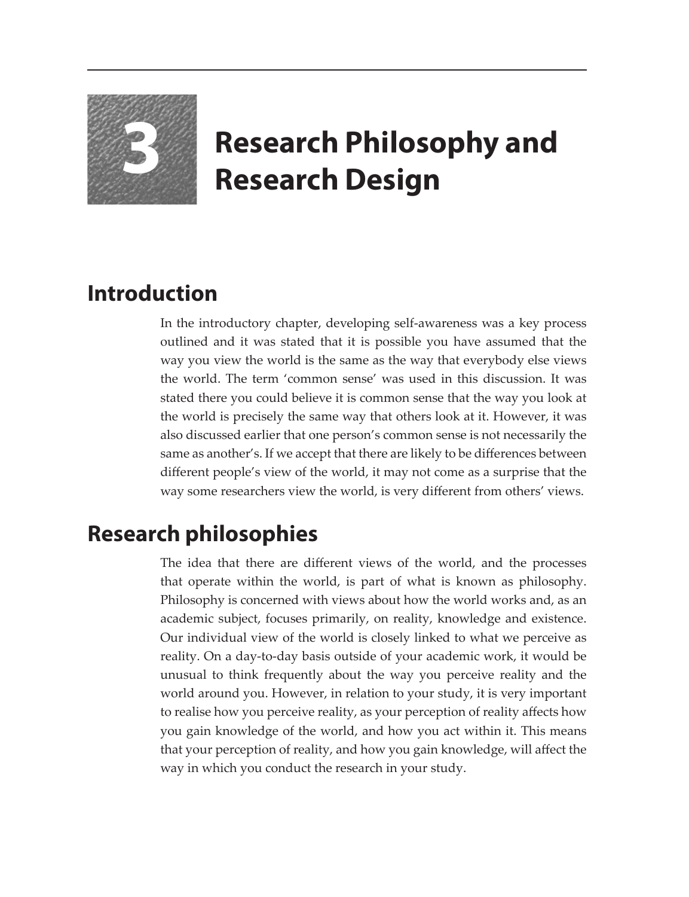# 3 Research Philosophy and Research Design

## Introduction

In the introductory chapter, developing self-awareness was a key process outlined and it was stated that it is possible you have assumed that the way you view the world is the same as the way that everybody else views the world. The term 'common sense' was used in this discussion. It was stated there you could believe it is common sense that the way you look at the world is precisely the same way that others look at it. However, it was also discussed earlier that one person's common sense is not necessarily the same as another's. If we accept that there are likely to be differences between different people's view of the world, it may not come as a surprise that the way some researchers view the world, is very different from others' views.

## Research philosophies

The idea that there are different views of the world, and the processes that operate within the world, is part of what is known as philosophy. Philosophy is concerned with views about how the world works and, as an academic subject, focuses primarily, on reality, knowledge and existence. Our individual view of the world is closely linked to what we perceive as reality. On a day-to-day basis outside of your academic work, it would be unusual to think frequently about the way you perceive reality and the world around you. However, in relation to your study, it is very important to realise how you perceive reality, as your perception of reality affects how you gain knowledge of the world, and how you act within it. This means that your perception of reality, and how you gain knowledge, will affect the way in which you conduct the research in your study.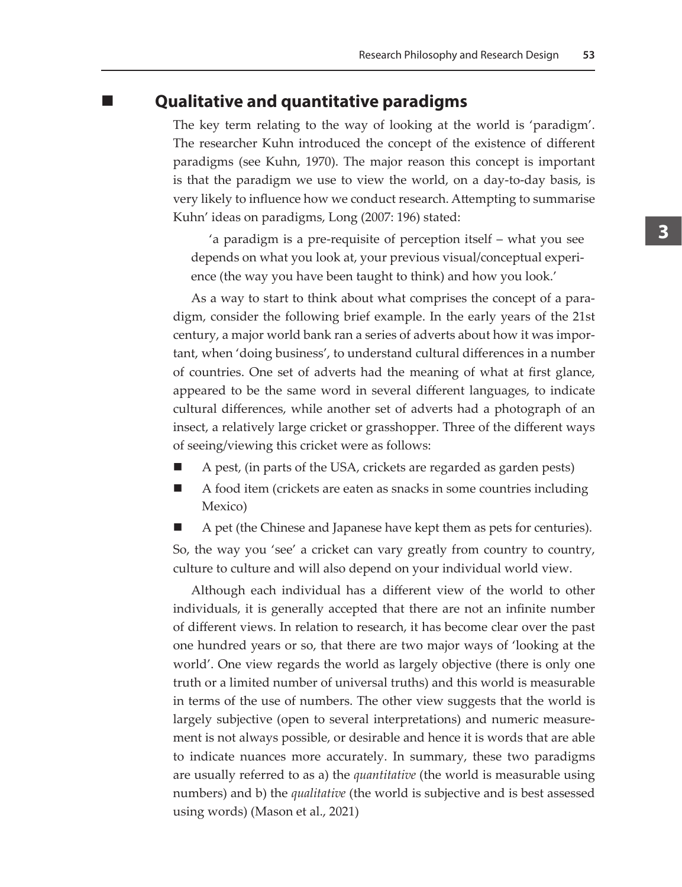## Qualitative and quantitative paradigms

The key term relating to the way of looking at the world is 'paradigm'. The researcher Kuhn introduced the concept of the existence of different paradigms (see Kuhn, 1970). The major reason this concept is important is that the paradigm we use to view the world, on a day-to-day basis, is very likely to influence how we conduct research. Attempting to summarise Kuhn' ideas on paradigms, Long (2007: 196) stated:

> 'a paradigm is a pre-requisite of perception itself – what you see depends on what you look at, your previous visual/conceptual experience (the way you have been taught to think) and how you look.'

As a way to start to think about what comprises the concept of a paradigm, consider the following brief example. In the early years of the 21st century, a major world bank ran a series of adverts about how it was important, when 'doing business', to understand cultural differences in a number of countries. One set of adverts had the meaning of what at first glance, appeared to be the same word in several different languages, to indicate cultural differences, while another set of adverts had a photograph of an insect, a relatively large cricket or grasshopper. Three of the different ways of seeing/viewing this cricket were as follows:

- A pest, (in parts of the USA, crickets are regarded as garden pests)
- A food item (crickets are eaten as snacks in some countries including Mexico)
- A pet (the Chinese and Japanese have kept them as pets for centuries).

So, the way you 'see' a cricket can vary greatly from country to country, culture to culture and will also depend on your individual world view.

Although each individual has a different view of the world to other individuals, it is generally accepted that there are not an infinite number of different views. In relation to research, it has become clear over the past one hundred years or so, that there are two major ways of 'looking at the world'. One view regards the world as largely objective (there is only one truth or a limited number of universal truths) and this world is measurable in terms of the use of numbers. The other view suggests that the world is largely subjective (open to several interpretations) and numeric measurement is not always possible, or desirable and hence it is words that are able to indicate nuances more accurately. In summary, these two paradigms are usually referred to as a) the *quantitative* (the world is measurable using numbers) and b) the *qualitative* (the world is subjective and is best assessed using words) (Mason et al., 2021)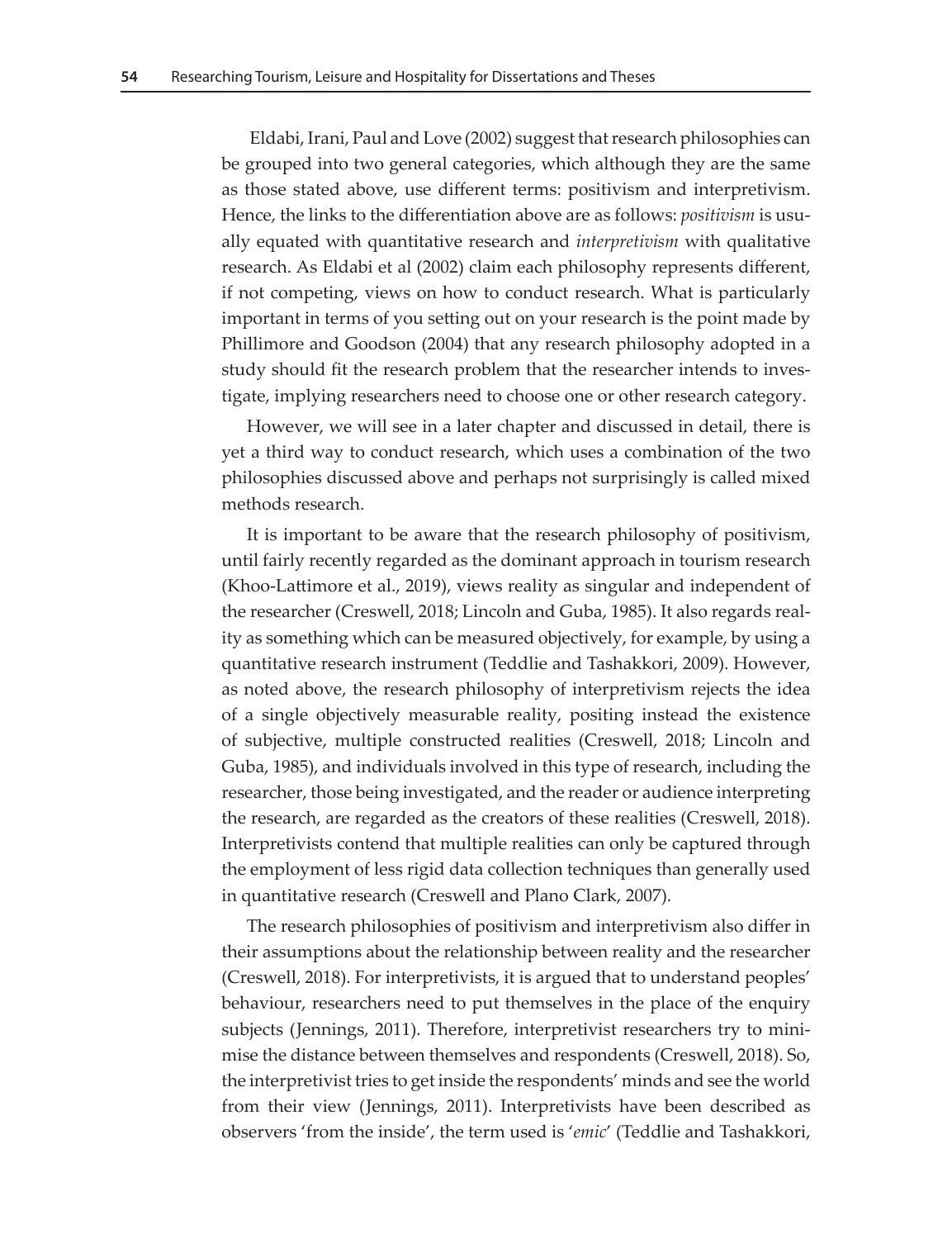Eldabi, Irani, Paul and Love (2002) suggest that research philosophies can be grouped into two general categories, which although they are the same as those stated above, use different terms: positivism and interpretivism. Hence, the links to the differentiation above are as follows: *positivism* is usually equated with quantitative research and *interpretivism* with qualitative research. As Eldabi et al (2002) claim each philosophy represents different, if not competing, views on how to conduct research. What is particularly important in terms of you setting out on your research is the point made by Phillimore and Goodson (2004) that any research philosophy adopted in a study should fit the research problem that the researcher intends to investigate, implying researchers need to choose one or other research category.

However, we will see in a later chapter and discussed in detail, there is yet a third way to conduct research, which uses a combination of the two philosophies discussed above and perhaps not surprisingly is called mixed methods research.

It is important to be aware that the research philosophy of positivism, until fairly recently regarded as the dominant approach in tourism research (Khoo-Lattimore et al., 2019), views reality as singular and independent of the researcher (Creswell, 2018; Lincoln and Guba, 1985). It also regards reality as something which can be measured objectively, for example, by using a quantitative research instrument (Teddlie and Tashakkori, 2009). However, as noted above, the research philosophy of interpretivism rejects the idea of a single objectively measurable reality, positing instead the existence of subjective, multiple constructed realities (Creswell, 2018; Lincoln and Guba, 1985), and individuals involved in this type of research, including the researcher, those being investigated, and the reader or audience interpreting the research, are regarded as the creators of these realities (Creswell, 2018). Interpretivists contend that multiple realities can only be captured through the employment of less rigid data collection techniques than generally used in quantitative research (Creswell and Plano Clark, 2007).

The research philosophies of positivism and interpretivism also differ in their assumptions about the relationship between reality and the researcher (Creswell, 2018). For interpretivists, it is argued that to understand peoples' behaviour, researchers need to put themselves in the place of the enquiry subjects (Jennings, 2011). Therefore, interpretivist researchers try to minimise the distance between themselves and respondents (Creswell, 2018). So, the interpretivist tries to get inside the respondents' minds and see the world from their view (Jennings, 2011). Interpretivists have been described as observers 'from the inside', the term used is '*emic*' (Teddlie and Tashakkori,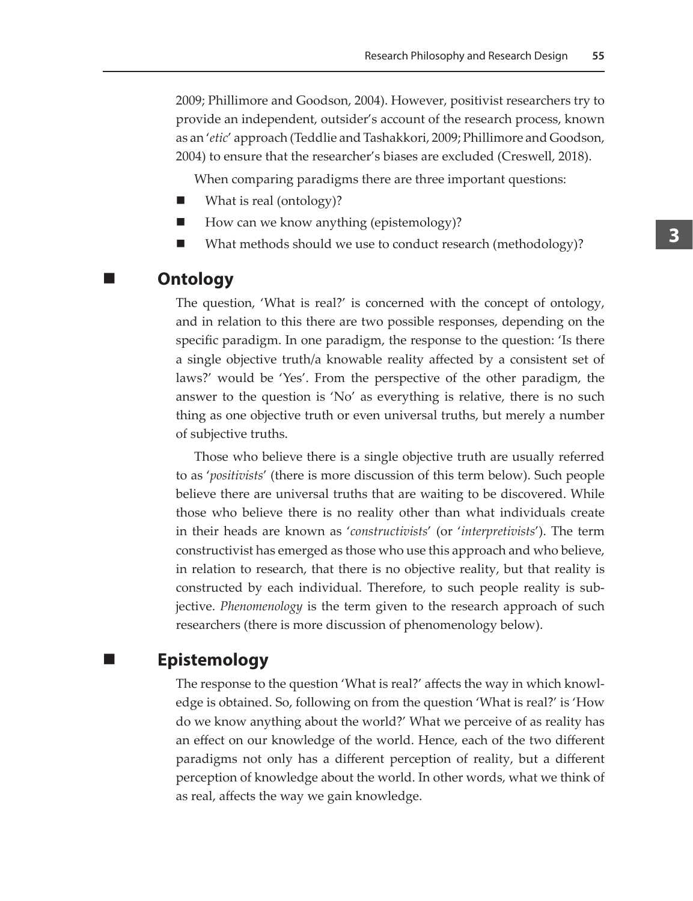2009; Phillimore and Goodson, 2004). However, positivist researchers try to provide an independent, outsider's account of the research process, known as an '*etic*' approach (Teddlie and Tashakkori, 2009; Phillimore and Goodson, 2004) to ensure that the researcher's biases are excluded (Creswell, 2018).

When comparing paradigms there are three important questions:

- What is real (ontology)?
- How can we know anything (epistemology)?
- What methods should we use to conduct research (methodology)?

## Ontology

The question, 'What is real?' is concerned with the concept of ontology, and in relation to this there are two possible responses, depending on the specific paradigm. In one paradigm, the response to the question: 'Is there a single objective truth/a knowable reality affected by a consistent set of laws?' would be 'Yes'. From the perspective of the other paradigm, the answer to the question is 'No' as everything is relative, there is no such thing as one objective truth or even universal truths, but merely a number of subjective truths.

Those who believe there is a single objective truth are usually referred to as '*positivists*' (there is more discussion of this term below). Such people believe there are universal truths that are waiting to be discovered. While those who believe there is no reality other than what individuals create in their heads are known as '*constructivists*' (or '*interpretivists*'). The term constructivist has emerged as those who use this approach and who believe, in relation to research, that there is no objective reality, but that reality is constructed by each individual. Therefore, to such people reality is subjective. *Phenomenology* is the term given to the research approach of such researchers (there is more discussion of phenomenology below).

## Epistemology

The response to the question 'What is real?' affects the way in which knowledge is obtained. So, following on from the question 'What is real?' is 'How do we know anything about the world?' What we perceive of as reality has an effect on our knowledge of the world. Hence, each of the two different paradigms not only has a different perception of reality, but a different perception of knowledge about the world. In other words, what we think of as real, affects the way we gain knowledge.